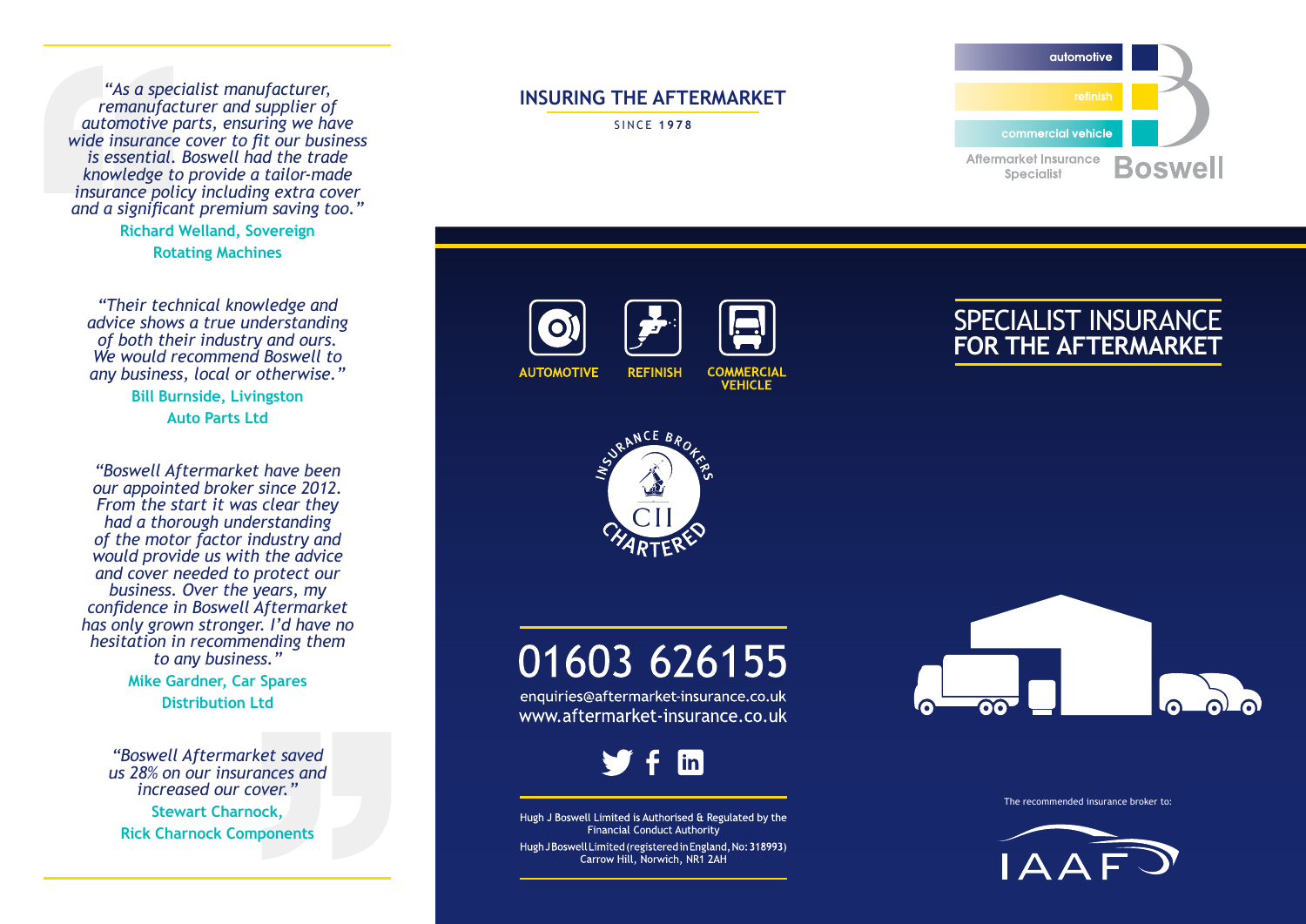*"As a specialist manufacturer, remanufacturer and supplier of automotive parts, ensuring we have wide insurance cover to fit our business is essential. Boswell had the trade knowledge to provide a tailor-made insurance policy including extra cover and a significant premium saving too."*

**Richard Welland, Sovereign Rotating Machines**

*"Their technical knowledge and advice shows a true understanding of both their industry and ours. We would recommend Boswell to any business, local or otherwise."*

**Bill Burnside, Livingston Auto Parts Ltd**

*"Boswell Aftermarket have been our appointed broker since 2012. From the start it was clear they had a thorough understanding of the motor factor industry and would provide us with the advice and cover needed to protect our business. Over the years, my confidence in Boswell Aftermarket has only grown stronger. I'd have no hesitation in recommending them to any business."*

**Mike Gardner, Car Spares Distribution Ltd**

*"Boswell Aftermarket saved us 28% on our insurances and increased our cover."*

**Stewart Charnock, Rick Charnock Components**

## INSURING THE AFTERMARKET

SINCE **1978**

AUTOMOTIVE REFINISH COMMERCIAL VEHICLE

INSURANCE BROKERS CII CHARTERED

# 01603 626155

enquiries@aftermarket-insurance.co.uk
www.aftermarket-insurance.co.uk

Hugh J Boswell Limited is Authorised & Regulated by the Financial Conduct Authority

Hugh J Boswell Limited (registered in England, No: 318993) Carrow Hill, Norwich, NR1 2AH

automotive
refinish
commercial vehicle

Aftermarket Insurance Specialist **Boswell**

# SPECIALIST INSURANCE FOR THE AFTERMARKET

The recommended insurance broker to:

IAAF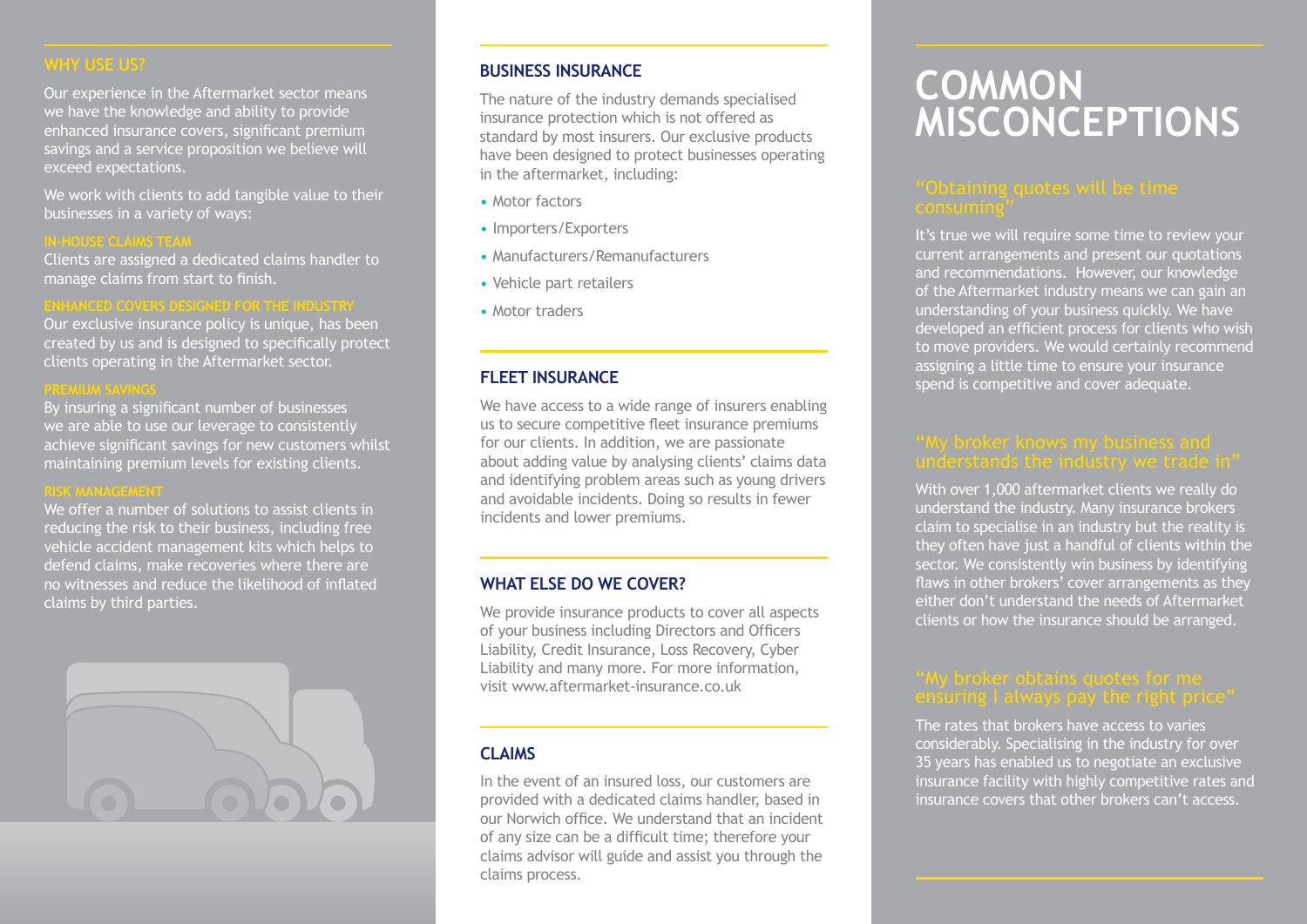## WHY USE US?

Our experience in the Aftermarket sector means we have the knowledge and ability to provide enhanced insurance covers, significant premium savings and a service proposition we believe will exceed expectations.

We work with clients to add tangible value to their businesses in a variety of ways:

### IN-HOUSE CLAIMS TEAM

Clients are assigned a dedicated claims handler to manage claims from start to finish.

### ENHANCED COVERS DESIGNED FOR THE INDUSTRY

Our exclusive insurance policy is unique, has been created by us and is designed to specifically protect clients operating in the Aftermarket sector.

### PREMIUM SAVINGS

By insuring a significant number of businesses we are able to use our leverage to consistently achieve significant savings for new customers whilst maintaining premium levels for existing clients.

### RISK MANAGEMENT

We offer a number of solutions to assist clients in reducing the risk to their business, including free vehicle accident management kits which helps to defend claims, make recoveries where there are no witnesses and reduce the likelihood of inflated claims by third parties.

## BUSINESS INSURANCE

The nature of the industry demands specialised insurance protection which is not offered as standard by most insurers. Our exclusive products have been designed to protect businesses operating in the aftermarket, including:

- Motor factors
- Importers/Exporters
- Manufacturers/Remanufacturers
- Vehicle part retailers
- Motor traders

## FLEET INSURANCE

We have access to a wide range of insurers enabling us to secure competitive fleet insurance premiums for our clients. In addition, we are passionate about adding value by analysing clients' claims data and identifying problem areas such as young drivers and avoidable incidents. Doing so results in fewer incidents and lower premiums.

## WHAT ELSE DO WE COVER?

We provide insurance products to cover all aspects of your business including Directors and Officers Liability, Credit Insurance, Loss Recovery, Cyber Liability and many more. For more information, visit www.aftermarket-insurance.co.uk

## CLAIMS

In the event of an insured loss, our customers are provided with a dedicated claims handler, based in our Norwich office. We understand that an incident of any size can be a difficult time; therefore your claims advisor will guide and assist you through the claims process.

# COMMON MISCONCEPTIONS

### "Obtaining quotes will be time consuming"

It's true we will require some time to review your current arrangements and present our quotations and recommendations. However, our knowledge of the Aftermarket industry means we can gain an understanding of your business quickly. We have developed an efficient process for clients who wish to move providers. We would certainly recommend assigning a little time to ensure your insurance spend is competitive and cover adequate.

### "My broker knows my business and understands the industry we trade in"

With over 1,000 aftermarket clients we really do understand the industry. Many insurance brokers claim to specialise in an industry but the reality is they often have just a handful of clients within the sector. We consistently win business by identifying flaws in other brokers' cover arrangements as they either don't understand the needs of Aftermarket clients or how the insurance should be arranged.

### "My broker obtains quotes for me ensuring I always pay the right price"

The rates that brokers have access to varies considerably. Specialising in the industry for over 35 years has enabled us to negotiate an exclusive insurance facility with highly competitive rates and insurance covers that other brokers can't access.